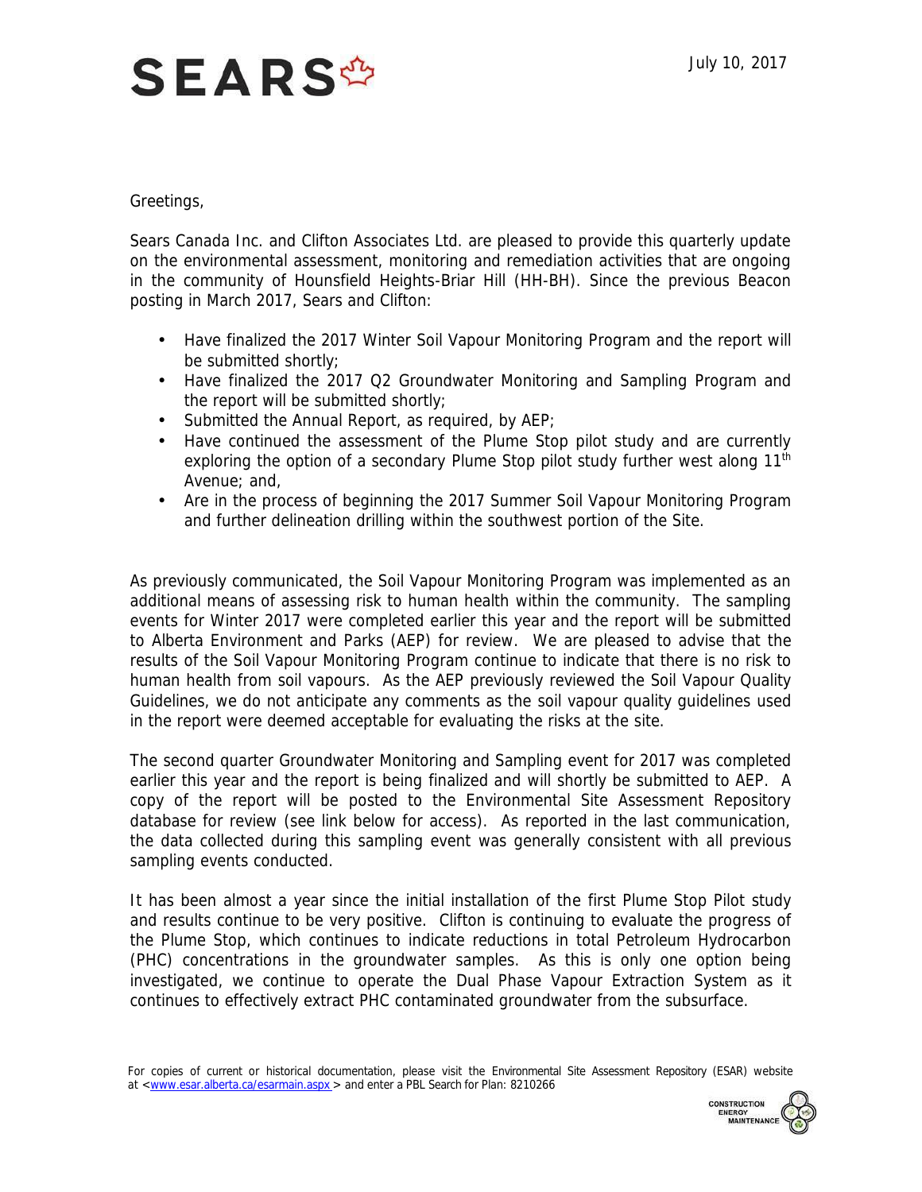# SEARS

July 10, 2017

Greetings,

Sears Canada Inc. and Clifton Associates Ltd. are pleased to provide this quarterly update on the environmental assessment, monitoring and remediation activities that are ongoing in the community of Hounsfield Heights-Briar Hill (HH-BH). Since the previous Beacon posting in March 2017, Sears and Clifton:

- Have finalized the 2017 Winter Soil Vapour Monitoring Program and the report will be submitted shortly;
- Have finalized the 2017 Q2 Groundwater Monitoring and Sampling Program and the report will be submitted shortly;
- Submitted the Annual Report, as required, by AEP;
- Have continued the assessment of the Plume Stop pilot study and are currently exploring the option of a secondary Plume Stop pilot study further west along 11th Avenue; and,
- Are in the process of beginning the 2017 Summer Soil Vapour Monitoring Program and further delineation drilling within the southwest portion of the Site.

As previously communicated, the Soil Vapour Monitoring Program was implemented as an additional means of assessing risk to human health within the community. The sampling events for Winter 2017 were completed earlier this year and the report will be submitted to Alberta Environment and Parks (AEP) for review. We are pleased to advise that the results of the Soil Vapour Monitoring Program continue to indicate that there is no risk to human health from soil vapours. As the AEP previously reviewed the Soil Vapour Quality Guidelines, we do not anticipate any comments as the soil vapour quality guidelines used in the report were deemed acceptable for evaluating the risks at the site.

The second quarter Groundwater Monitoring and Sampling event for 2017 was completed earlier this year and the report is being finalized and will shortly be submitted to AEP. A copy of the report will be posted to the Environmental Site Assessment Repository database for review (see link below for access). As reported in the last communication, the data collected during this sampling event was generally consistent with all previous sampling events conducted.

It has been almost a year since the initial installation of the first Plume Stop Pilot study and results continue to be very positive. Clifton is continuing to evaluate the progress of the Plume Stop, which continues to indicate reductions in total Petroleum Hydrocarbon (PHC) concentrations in the groundwater samples. As this is only one option being investigated, we continue to operate the Dual Phase Vapour Extraction System as it continues to effectively extract PHC contaminated groundwater from the subsurface.

For copies of current or historical documentation, please visit the Environmental Site Assessment Repository (ESAR) website at <www.esar.alberta.ca/esarmain.aspx > and enter a PBL Search for Plan: 8210266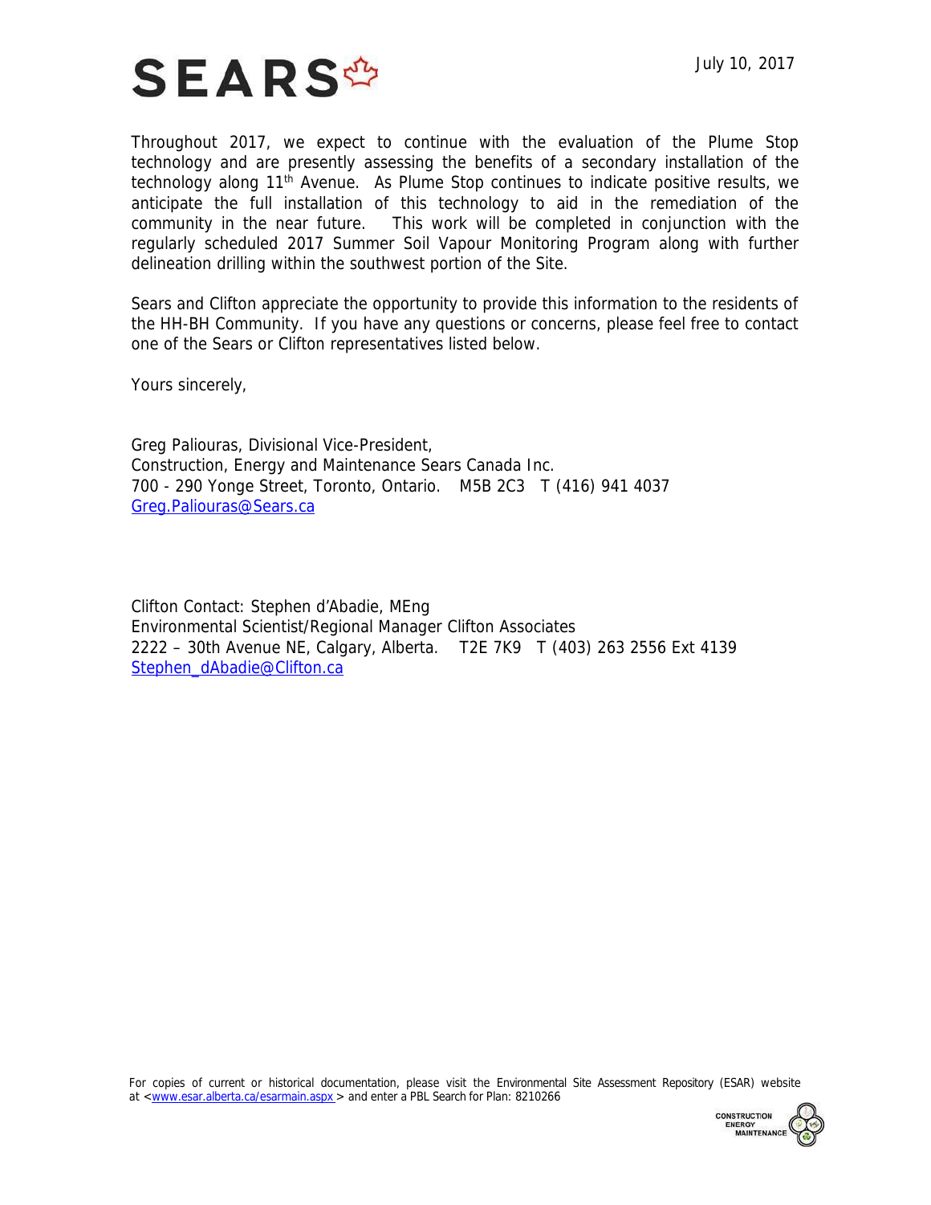July 10, 2017

Throughout 2017, we expect to continue with the evaluation of the Plume Stop technology and are presently assessing the benefits of a secondary installation of the technology along 11th Avenue. As Plume Stop continues to indicate positive results, we anticipate the full installation of this technology to aid in the remediation of the community in the near future. This work will be completed in conjunction with the regularly scheduled 2017 Summer Soil Vapour Monitoring Program along with further delineation drilling within the southwest portion of the Site.

Sears and Clifton appreciate the opportunity to provide this information to the residents of the HH-BH Community. If you have any questions or concerns, please feel free to contact one of the Sears or Clifton representatives listed below.

Yours sincerely,

Greg Paliouras, Divisional Vice-President,
Construction, Energy and Maintenance Sears Canada Inc.
700 - 290 Yonge Street, Toronto, Ontario. M5B 2C3 T (416) 941 4037
Greg.Paliouras@Sears.ca

Clifton Contact: Stephen d'Abadie, MEng
Environmental Scientist/Regional Manager Clifton Associates
2222 – 30th Avenue NE, Calgary, Alberta. T2E 7K9 T (403) 263 2556 Ext 4139
Stephen_dAbadie@Clifton.ca

For copies of current or historical documentation, please visit the Environmental Site Assessment Repository (ESAR) website at <www.esar.alberta.ca/esarmain.aspx > and enter a PBL Search for Plan: 8210266